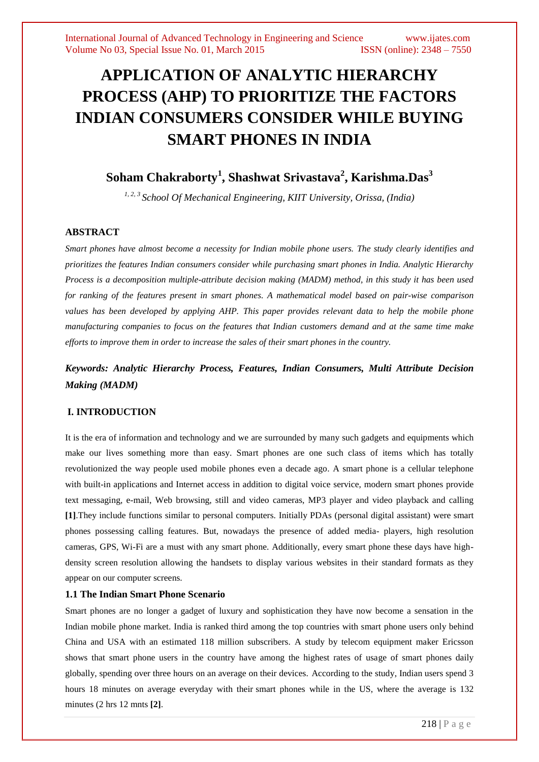# APPLICATION OF ANALYTIC HIERARCHY PROCESS (AHP) TO PRIORITIZE THE FACTORS INDIAN CONSUMERS CONSIDER WHILE BUYING SMART PHONES IN INDIA

**Soham Chakraborty[1], Shashwat Srivastava[2], Karishma.Das[3]**

*[1, 2, 3] School Of Mechanical Engineering, KIIT University, Orissa, (India)*

### ABSTRACT

*Smart phones have almost become a necessity for Indian mobile phone users. The study clearly identifies and prioritizes the features Indian consumers consider while purchasing smart phones in India. Analytic Hierarchy Process is a decomposition multiple-attribute decision making (MADM) method, in this study it has been used for ranking of the features present in smart phones. A mathematical model based on pair-wise comparison values has been developed by applying AHP. This paper provides relevant data to help the mobile phone manufacturing companies to focus on the features that Indian customers demand and at the same time make efforts to improve them in order to increase the sales of their smart phones in the country.*

***Keywords: Analytic Hierarchy Process, Features, Indian Consumers, Multi Attribute Decision Making (MADM)***

## I. INTRODUCTION

It is the era of information and technology and we are surrounded by many such gadgets and equipments which make our lives something more than easy. Smart phones are one such class of items which has totally revolutionized the way people used mobile phones even a decade ago. A smart phone is a cellular telephone with built-in applications and Internet access in addition to digital voice service, modern smart phones provide text messaging, e-mail, Web browsing, still and video cameras, MP3 player and video playback and calling **[1]**.They include functions similar to personal computers. Initially PDAs (personal digital assistant) were smart phones possessing calling features. But, nowadays the presence of added media- players, high resolution cameras, GPS, Wi-Fi are a must with any smart phone. Additionally, every smart phone these days have high-density screen resolution allowing the handsets to display various websites in their standard formats as they appear on our computer screens.

### 1.1 The Indian Smart Phone Scenario

Smart phones are no longer a gadget of luxury and sophistication they have now become a sensation in the Indian mobile phone market. India is ranked third among the top countries with smart phone users only behind China and USA with an estimated 118 million subscribers. A study by telecom equipment maker Ericsson shows that smart phone users in the country have among the highest rates of usage of smart phones daily globally, spending over three hours on an average on their devices. According to the study, Indian users spend 3 hours 18 minutes on average everyday with their smart phones while in the US, where the average is 132 minutes (2 hrs 12 mnts **[2]**.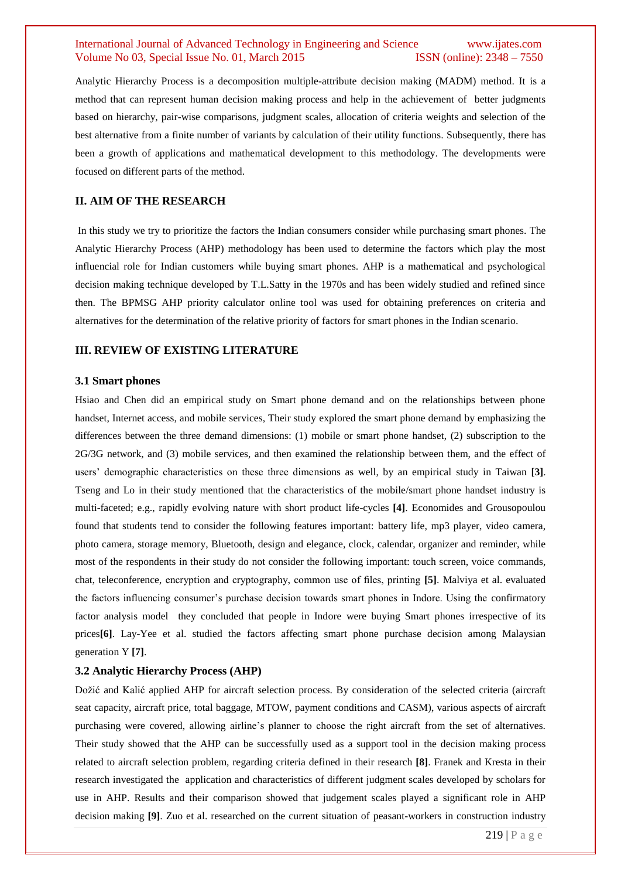Analytic Hierarchy Process is a decomposition multiple-attribute decision making (MADM) method. It is a method that can represent human decision making process and help in the achievement of better judgments based on hierarchy, pair-wise comparisons, judgment scales, allocation of criteria weights and selection of the best alternative from a finite number of variants by calculation of their utility functions. Subsequently, there has been a growth of applications and mathematical development to this methodology. The developments were focused on different parts of the method.

## II. AIM OF THE RESEARCH

In this study we try to prioritize the factors the Indian consumers consider while purchasing smart phones. The Analytic Hierarchy Process (AHP) methodology has been used to determine the factors which play the most influencial role for Indian customers while buying smart phones. AHP is a mathematical and psychological decision making technique developed by T.L.Satty in the 1970s and has been widely studied and refined since then. The BPMSG AHP priority calculator online tool was used for obtaining preferences on criteria and alternatives for the determination of the relative priority of factors for smart phones in the Indian scenario.

## III. REVIEW OF EXISTING LITERATURE

### 3.1 Smart phones

Hsiao and Chen did an empirical study on Smart phone demand and on the relationships between phone handset, Internet access, and mobile services, Their study explored the smart phone demand by emphasizing the differences between the three demand dimensions: (1) mobile or smart phone handset, (2) subscription to the 2G/3G network, and (3) mobile services, and then examined the relationship between them, and the effect of users' demographic characteristics on these three dimensions as well, by an empirical study in Taiwan **[3]**. Tseng and Lo in their study mentioned that the characteristics of the mobile/smart phone handset industry is multi-faceted; e.g., rapidly evolving nature with short product life-cycles **[4]**. Economides and Grousopoulou found that students tend to consider the following features important: battery life, mp3 player, video camera, photo camera, storage memory, Bluetooth, design and elegance, clock, calendar, organizer and reminder, while most of the respondents in their study do not consider the following important: touch screen, voice commands, chat, teleconference, encryption and cryptography, common use of files, printing **[5]**. Malviya et al. evaluated the factors influencing consumer's purchase decision towards smart phones in Indore. Using the confirmatory factor analysis model they concluded that people in Indore were buying Smart phones irrespective of its prices**[6]**. Lay-Yee et al. studied the factors affecting smart phone purchase decision among Malaysian generation Y **[7]**.

### 3.2 Analytic Hierarchy Process (AHP)

Dožić and Kalić applied AHP for aircraft selection process. By consideration of the selected criteria (aircraft seat capacity, aircraft price, total baggage, MTOW, payment conditions and CASM), various aspects of aircraft purchasing were covered, allowing airline's planner to choose the right aircraft from the set of alternatives. Their study showed that the AHP can be successfully used as a support tool in the decision making process related to aircraft selection problem, regarding criteria defined in their research **[8]**. Franek and Kresta in their research investigated the application and characteristics of different judgment scales developed by scholars for use in AHP. Results and their comparison showed that judgement scales played a significant role in AHP decision making **[9]**. Zuo et al. researched on the current situation of peasant-workers in construction industry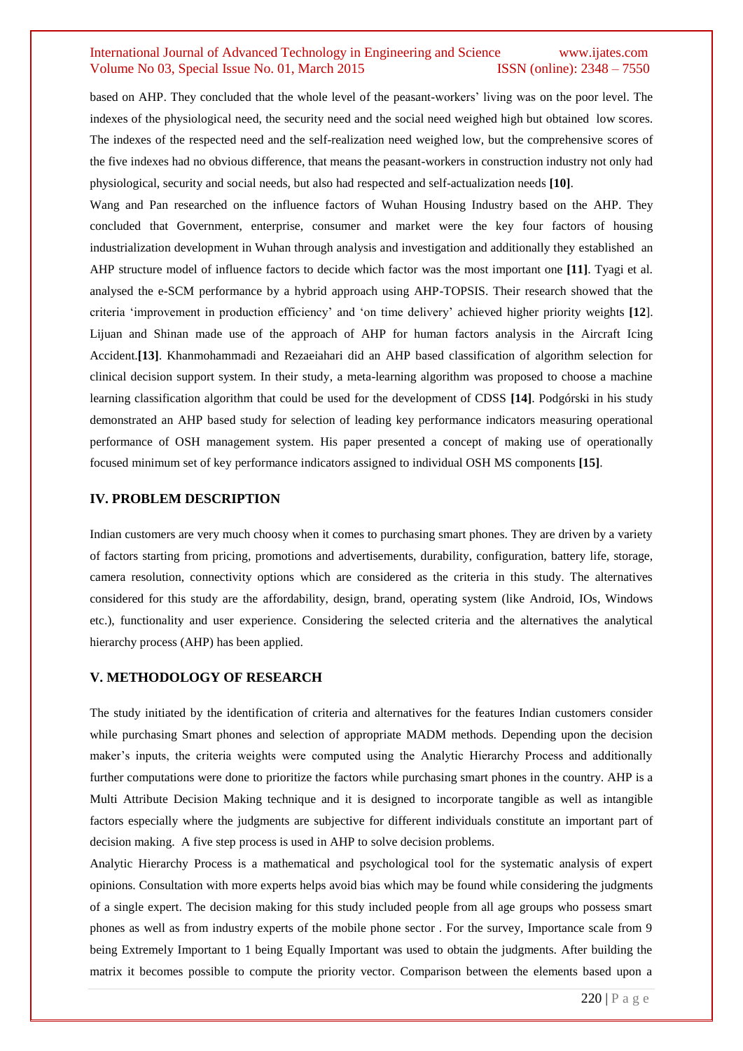based on AHP. They concluded that the whole level of the peasant-workers' living was on the poor level. The indexes of the physiological need, the security need and the social need weighed high but obtained low scores. The indexes of the respected need and the self-realization need weighed low, but the comprehensive scores of the five indexes had no obvious difference, that means the peasant-workers in construction industry not only had physiological, security and social needs, but also had respected and self-actualization needs **[10]**.

Wang and Pan researched on the influence factors of Wuhan Housing Industry based on the AHP. They concluded that Government, enterprise, consumer and market were the key four factors of housing industrialization development in Wuhan through analysis and investigation and additionally they established an AHP structure model of influence factors to decide which factor was the most important one **[11]**. Tyagi et al. analysed the e-SCM performance by a hybrid approach using AHP-TOPSIS. Their research showed that the criteria 'improvement in production efficiency' and 'on time delivery' achieved higher priority weights **[12**]. Lijuan and Shinan made use of the approach of AHP for human factors analysis in the Aircraft Icing Accident.**[13]**. Khanmohammadi and Rezaeiahari did an AHP based classification of algorithm selection for clinical decision support system. In their study, a meta-learning algorithm was proposed to choose a machine learning classification algorithm that could be used for the development of CDSS **[14]**. Podgórski in his study demonstrated an AHP based study for selection of leading key performance indicators measuring operational performance of OSH management system. His paper presented a concept of making use of operationally focused minimum set of key performance indicators assigned to individual OSH MS components **[15]**.

## IV. PROBLEM DESCRIPTION

Indian customers are very much choosy when it comes to purchasing smart phones. They are driven by a variety of factors starting from pricing, promotions and advertisements, durability, configuration, battery life, storage, camera resolution, connectivity options which are considered as the criteria in this study. The alternatives considered for this study are the affordability, design, brand, operating system (like Android, IOs, Windows etc.), functionality and user experience. Considering the selected criteria and the alternatives the analytical hierarchy process (AHP) has been applied.

## V. METHODOLOGY OF RESEARCH

The study initiated by the identification of criteria and alternatives for the features Indian customers consider while purchasing Smart phones and selection of appropriate MADM methods. Depending upon the decision maker's inputs, the criteria weights were computed using the Analytic Hierarchy Process and additionally further computations were done to prioritize the factors while purchasing smart phones in the country. AHP is a Multi Attribute Decision Making technique and it is designed to incorporate tangible as well as intangible factors especially where the judgments are subjective for different individuals constitute an important part of decision making. A five step process is used in AHP to solve decision problems.

Analytic Hierarchy Process is a mathematical and psychological tool for the systematic analysis of expert opinions. Consultation with more experts helps avoid bias which may be found while considering the judgments of a single expert. The decision making for this study included people from all age groups who possess smart phones as well as from industry experts of the mobile phone sector . For the survey, Importance scale from 9 being Extremely Important to 1 being Equally Important was used to obtain the judgments. After building the matrix it becomes possible to compute the priority vector. Comparison between the elements based upon a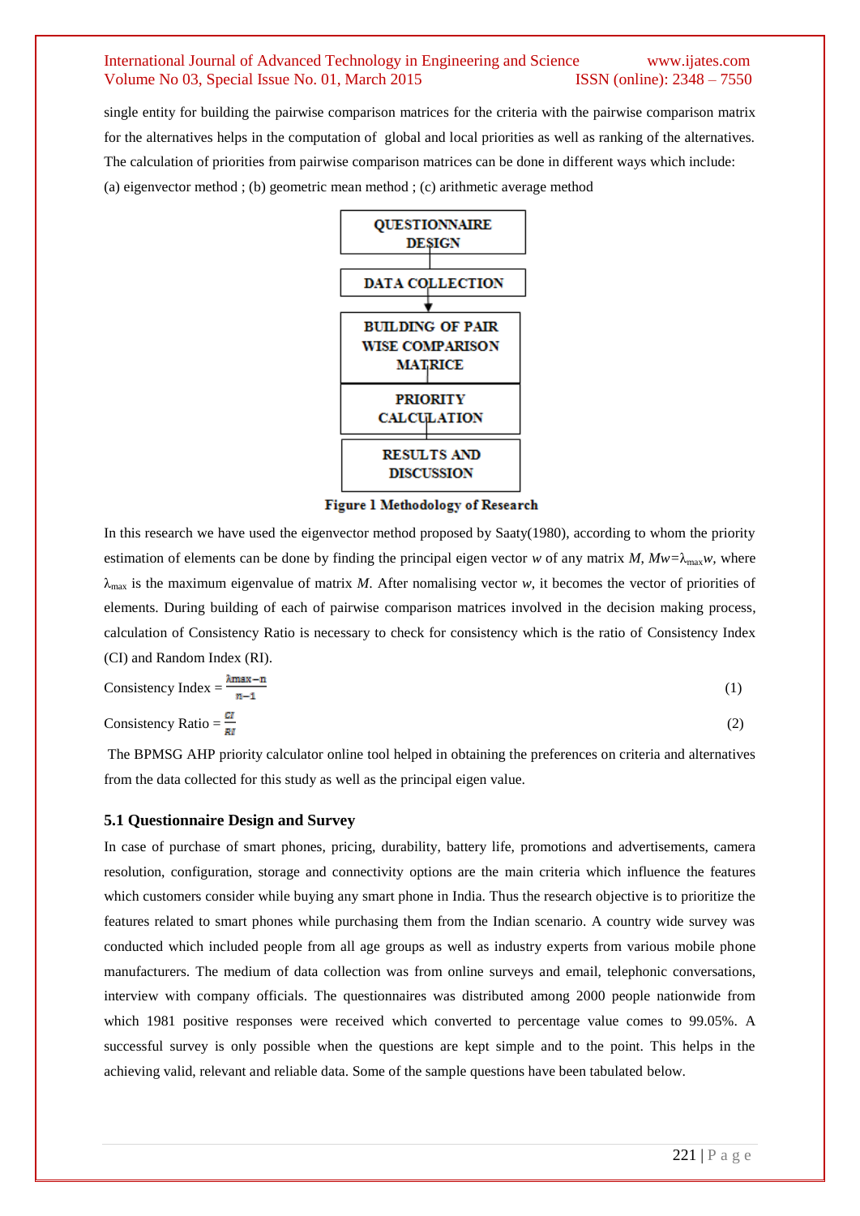single entity for building the pairwise comparison matrices for the criteria with the pairwise comparison matrix for the alternatives helps in the computation of global and local priorities as well as ranking of the alternatives. The calculation of priorities from pairwise comparison matrices can be done in different ways which include: (a) eigenvector method ; (b) geometric mean method ; (c) arithmetic average method

QUESTIONNAIRE DESIGN

DATA COLLECTION

BUILDING OF PAIR WISE COMPARISON MATRICE

PRIORITY CALCULATION

RESULTS AND DISCUSSION

**Figure 1 Methodology of Research**

In this research we have used the eigenvector method proposed by Saaty(1980), according to whom the priority estimation of elements can be done by finding the principal eigen vector $w$ of any matrix $M$, $Mw=\lambda_{max}w$, where $\lambda_{max}$ is the maximum eigenvalue of matrix $M$. After nomalising vector $w$, it becomes the vector of priorities of elements. During building of each of pairwise comparison matrices involved in the decision making process, calculation of Consistency Ratio is necessary to check for consistency which is the ratio of Consistency Index (CI) and Random Index (RI).

$$\text{Consistency Index} = \frac{\lambda max - n}{n-1} \quad (1)$$

$$\text{Consistency Ratio} = \frac{CI}{RI} \quad (2)$$

The BPMSG AHP priority calculator online tool helped in obtaining the preferences on criteria and alternatives from the data collected for this study as well as the principal eigen value.

### 5.1 Questionnaire Design and Survey

In case of purchase of smart phones, pricing, durability, battery life, promotions and advertisements, camera resolution, configuration, storage and connectivity options are the main criteria which influence the features which customers consider while buying any smart phone in India. Thus the research objective is to prioritize the features related to smart phones while purchasing them from the Indian scenario. A country wide survey was conducted which included people from all age groups as well as industry experts from various mobile phone manufacturers. The medium of data collection was from online surveys and email, telephonic conversations, interview with company officials. The questionnaires was distributed among 2000 people nationwide from which 1981 positive responses were received which converted to percentage value comes to 99.05%. A successful survey is only possible when the questions are kept simple and to the point. This helps in the achieving valid, relevant and reliable data. Some of the sample questions have been tabulated below.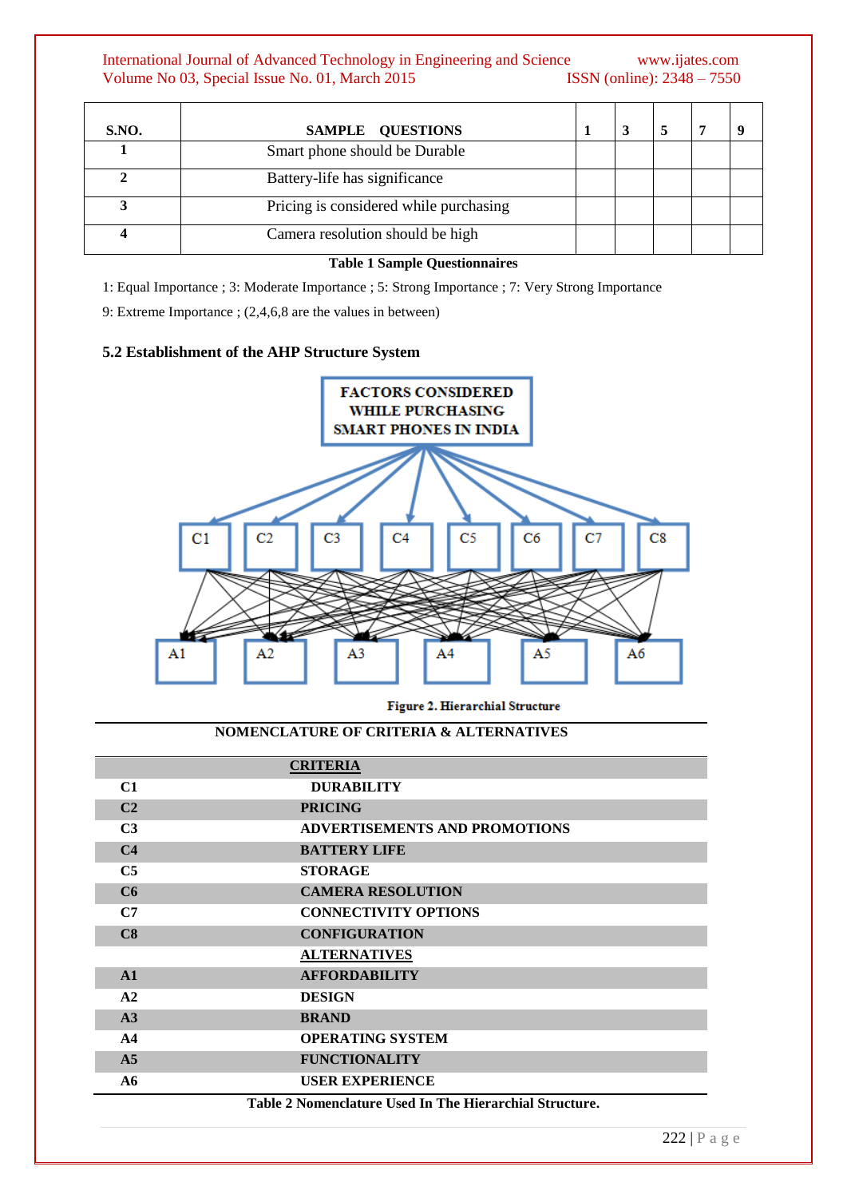| S.NO. | SAMPLE QUESTIONS | 1 | 3 | 5 | 7 | 9 |
|---|---|---|---|---|---|---|
| 1 | Smart phone should be Durable | | | | | |
| 2 | Battery-life has significance | | | | | |
| 3 | Pricing is considered while purchasing | | | | | |
| 4 | Camera resolution should be high | | | | | |

**Table 1 Sample Questionnaires**

1: Equal Importance ; 3: Moderate Importance ; 5: Strong Importance ; 7: Very Strong Importance

9: Extreme Importance ; (2,4,6,8 are the values in between)

### 5.2 Establishment of the AHP Structure System

FACTORS CONSIDERED WHILE PURCHASING SMART PHONES IN INDIA

C1 C2 C3 C4 C5 C6 C7 C8

A1 A2 A3 A4 A5 A6

**Figure 2. Hierarchial Structure**

**NOMENCLATURE OF CRITERIA & ALTERNATIVES**

| | **CRITERIA** |
|---|---|
| **C1** | **DURABILITY** |
| **C2** | **PRICING** |
| **C3** | **ADVERTISEMENTS AND PROMOTIONS** |
| **C4** | **BATTERY LIFE** |
| **C5** | **STORAGE** |
| **C6** | **CAMERA RESOLUTION** |
| **C7** | **CONNECTIVITY OPTIONS** |
| **C8** | **CONFIGURATION** |
| | **ALTERNATIVES** |
| **A1** | **AFFORDABILITY** |
| **A2** | **DESIGN** |
| **A3** | **BRAND** |
| **A4** | **OPERATING SYSTEM** |
| **A5** | **FUNCTIONALITY** |
| **A6** | **USER EXPERIENCE** |

**Table 2 Nomenclature Used In The Hierarchial Structure.**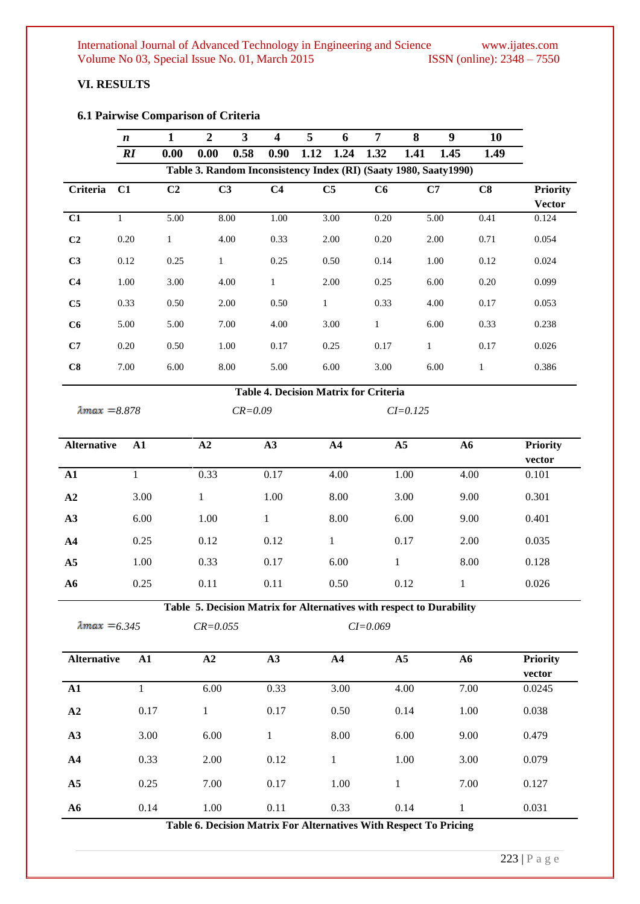## VI. RESULTS

### 6.1 Pairwise Comparison of Criteria

| *n* | 1 | 2 | 3 | 4 | 5 | 6 | 7 | 8 | 9 | 10 |
|---|---|---|---|---|---|---|---|---|---|---|
| *RI* | 0.00 | 0.00 | 0.58 | 0.90 | 1.12 | 1.24 | 1.32 | 1.41 | 1.45 | 1.49 |

**Table 3. Random Inconsistency Index (RI) (Saaty 1980, Saaty1990)**

| Criteria | C1 | C2 | C3 | C4 | C5 | C6 | C7 | C8 | Priority Vector |
|---|---|---|---|---|---|---|---|---|---|
| C1 | 1 | 5.00 | 8.00 | 1.00 | 3.00 | 0.20 | 5.00 | 0.41 | 0.124 |
| C2 | 0.20 | 1 | 4.00 | 0.33 | 2.00 | 0.20 | 2.00 | 0.71 | 0.054 |
| C3 | 0.12 | 0.25 | 1 | 0.25 | 0.50 | 0.14 | 1.00 | 0.12 | 0.024 |
| C4 | 1.00 | 3.00 | 4.00 | 1 | 2.00 | 0.25 | 6.00 | 0.20 | 0.099 |
| C5 | 0.33 | 0.50 | 2.00 | 0.50 | 1 | 0.33 | 4.00 | 0.17 | 0.053 |
| C6 | 5.00 | 5.00 | 7.00 | 4.00 | 3.00 | 1 | 6.00 | 0.33 | 0.238 |
| C7 | 0.20 | 0.50 | 1.00 | 0.17 | 0.25 | 0.17 | 1 | 0.17 | 0.026 |
| C8 | 7.00 | 6.00 | 8.00 | 5.00 | 6.00 | 3.00 | 6.00 | 1 | 0.386 |

**Table 4. Decision Matrix for Criteria**

$\lambda max = 8.878$ *CR=0.09* *CI=0.125*

| Alternative | A1 | A2 | A3 | A4 | A5 | A6 | Priority vector |
|---|---|---|---|---|---|---|---|
| A1 | 1 | 0.33 | 0.17 | 4.00 | 1.00 | 4.00 | 0.101 |
| A2 | 3.00 | 1 | 1.00 | 8.00 | 3.00 | 9.00 | 0.301 |
| A3 | 6.00 | 1.00 | 1 | 8.00 | 6.00 | 9.00 | 0.401 |
| A4 | 0.25 | 0.12 | 0.12 | 1 | 0.17 | 2.00 | 0.035 |
| A5 | 1.00 | 0.33 | 0.17 | 6.00 | 1 | 8.00 | 0.128 |
| A6 | 0.25 | 0.11 | 0.11 | 0.50 | 0.12 | 1 | 0.026 |

**Table 5. Decision Matrix for Alternatives with respect to Durability**

$\lambda max = 6.345$ *CR=0.055* *CI=0.069*

| Alternative | A1 | A2 | A3 | A4 | A5 | A6 | Priority vector |
|---|---|---|---|---|---|---|---|
| A1 | 1 | 6.00 | 0.33 | 3.00 | 4.00 | 7.00 | 0.0245 |
| A2 | 0.17 | 1 | 0.17 | 0.50 | 0.14 | 1.00 | 0.038 |
| A3 | 3.00 | 6.00 | 1 | 8.00 | 6.00 | 9.00 | 0.479 |
| A4 | 0.33 | 2.00 | 0.12 | 1 | 1.00 | 3.00 | 0.079 |
| A5 | 0.25 | 7.00 | 0.17 | 1.00 | 1 | 7.00 | 0.127 |
| A6 | 0.14 | 1.00 | 0.11 | 0.33 | 0.14 | 1 | 0.031 |

**Table 6. Decision Matrix For Alternatives With Respect To Pricing**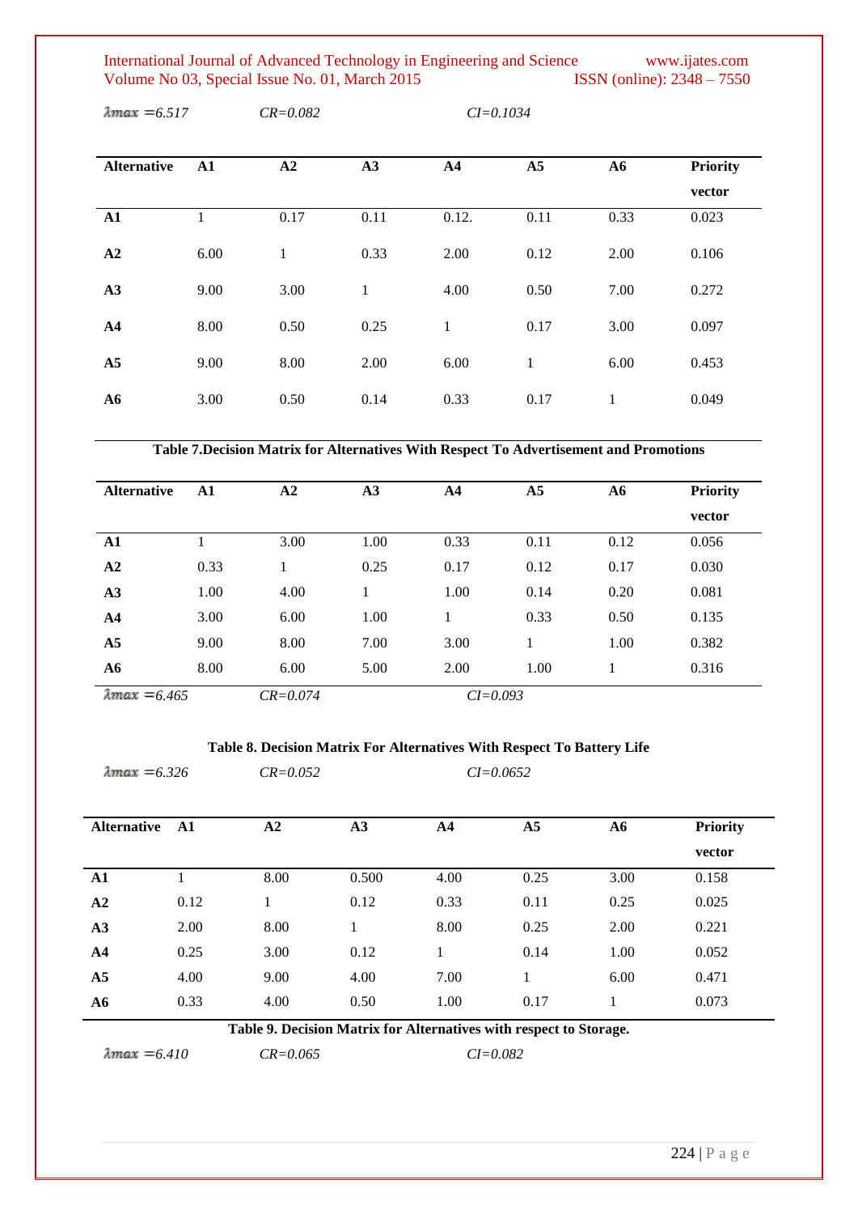$\lambda max = 6.517$ &nbsp;&nbsp;&nbsp;&nbsp; $CR=0.082$ &nbsp;&nbsp;&nbsp;&nbsp; $CI=0.1034$

| Alternative | A1 | A2 | A3 | A4 | A5 | A6 | Priority vector |
|---|---|---|---|---|---|---|---|
| **A1** | 1 | 0.17 | 0.11 | 0.12. | 0.11 | 0.33 | 0.023 |
| **A2** | 6.00 | 1 | 0.33 | 2.00 | 0.12 | 2.00 | 0.106 |
| **A3** | 9.00 | 3.00 | 1 | 4.00 | 0.50 | 7.00 | 0.272 |
| **A4** | 8.00 | 0.50 | 0.25 | 1 | 0.17 | 3.00 | 0.097 |
| **A5** | 9.00 | 8.00 | 2.00 | 6.00 | 1 | 6.00 | 0.453 |
| **A6** | 3.00 | 0.50 | 0.14 | 0.33 | 0.17 | 1 | 0.049 |

**Table 7.Decision Matrix for Alternatives With Respect To Advertisement and Promotions**

| Alternative | A1 | A2 | A3 | A4 | A5 | A6 | Priority vector |
|---|---|---|---|---|---|---|---|
| **A1** | 1 | 3.00 | 1.00 | 0.33 | 0.11 | 0.12 | 0.056 |
| **A2** | 0.33 | 1 | 0.25 | 0.17 | 0.12 | 0.17 | 0.030 |
| **A3** | 1.00 | 4.00 | 1 | 1.00 | 0.14 | 0.20 | 0.081 |
| **A4** | 3.00 | 6.00 | 1.00 | 1 | 0.33 | 0.50 | 0.135 |
| **A5** | 9.00 | 8.00 | 7.00 | 3.00 | 1 | 1.00 | 0.382 |
| **A6** | 8.00 | 6.00 | 5.00 | 2.00 | 1.00 | 1 | 0.316 |

$\lambda max = 6.465$ &nbsp;&nbsp;&nbsp;&nbsp; $CR=0.074$ &nbsp;&nbsp;&nbsp;&nbsp; $CI=0.093$

**Table 8. Decision Matrix For Alternatives With Respect To Battery Life**

$\lambda max = 6.326$ &nbsp;&nbsp;&nbsp;&nbsp; $CR=0.052$ &nbsp;&nbsp;&nbsp;&nbsp; $CI=0.0652$

| Alternative | A1 | A2 | A3 | A4 | A5 | A6 | Priority vector |
|---|---|---|---|---|---|---|---|
| **A1** | 1 | 8.00 | 0.500 | 4.00 | 0.25 | 3.00 | 0.158 |
| **A2** | 0.12 | 1 | 0.12 | 0.33 | 0.11 | 0.25 | 0.025 |
| **A3** | 2.00 | 8.00 | 1 | 8.00 | 0.25 | 2.00 | 0.221 |
| **A4** | 0.25 | 3.00 | 0.12 | 1 | 0.14 | 1.00 | 0.052 |
| **A5** | 4.00 | 9.00 | 4.00 | 7.00 | 1 | 6.00 | 0.471 |
| **A6** | 0.33 | 4.00 | 0.50 | 1.00 | 0.17 | 1 | 0.073 |

**Table 9. Decision Matrix for Alternatives with respect to Storage.**

$\lambda max = 6.410$ &nbsp;&nbsp;&nbsp;&nbsp; $CR=0.065$ &nbsp;&nbsp;&nbsp;&nbsp; $CI=0.082$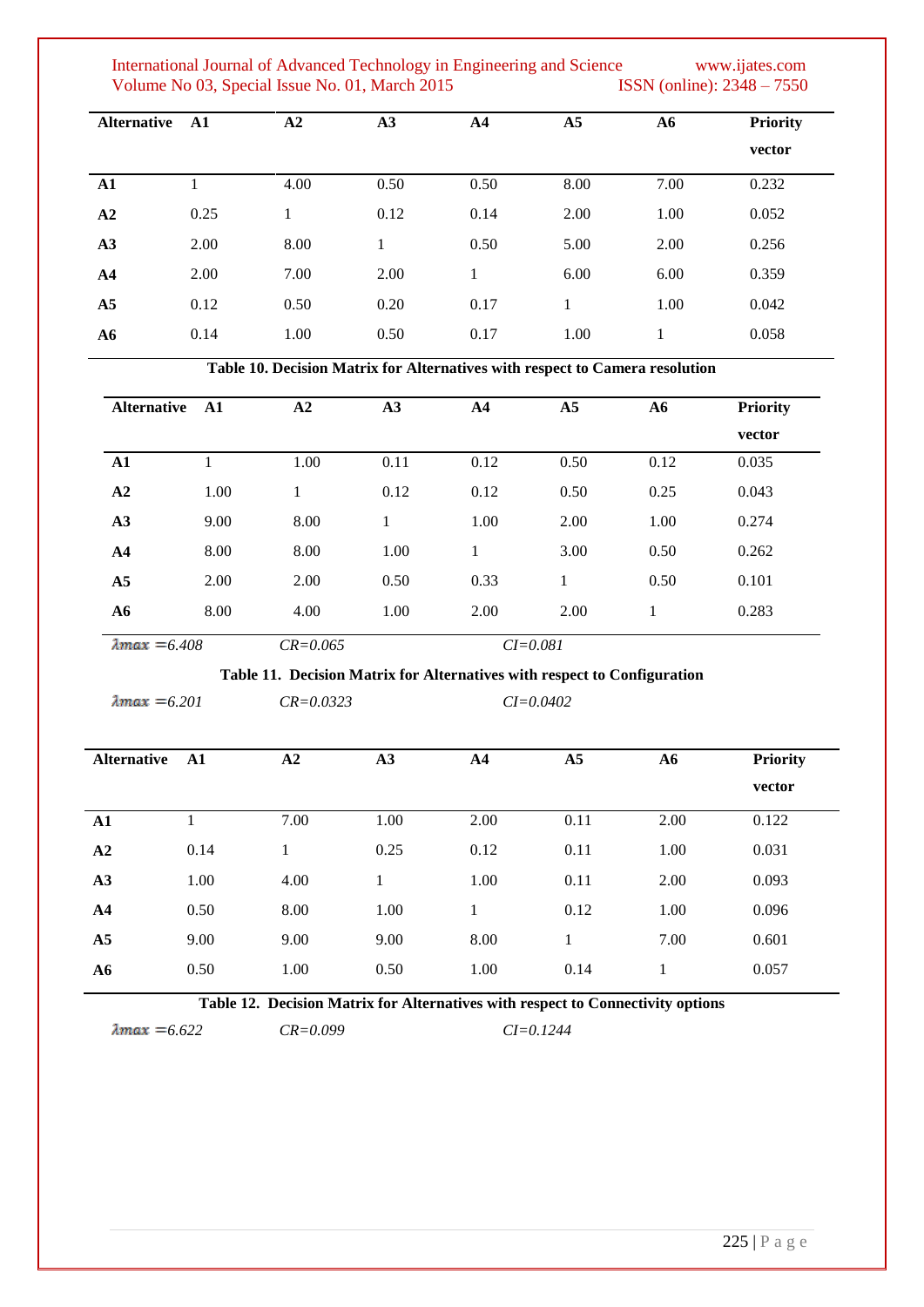| Alternative | A1 | A2 | A3 | A4 | A5 | A6 | Priority vector |
|---|---|---|---|---|---|---|---|
| **A1** | 1 | 4.00 | 0.50 | 0.50 | 8.00 | 7.00 | 0.232 |
| **A2** | 0.25 | 1 | 0.12 | 0.14 | 2.00 | 1.00 | 0.052 |
| **A3** | 2.00 | 8.00 | 1 | 0.50 | 5.00 | 2.00 | 0.256 |
| **A4** | 2.00 | 7.00 | 2.00 | 1 | 6.00 | 6.00 | 0.359 |
| **A5** | 0.12 | 0.50 | 0.20 | 0.17 | 1 | 1.00 | 0.042 |
| **A6** | 0.14 | 1.00 | 0.50 | 0.17 | 1.00 | 1 | 0.058 |

**Table 10. Decision Matrix for Alternatives with respect to Camera resolution**

| Alternative | A1 | A2 | A3 | A4 | A5 | A6 | Priority vector |
|---|---|---|---|---|---|---|---|
| **A1** | 1 | 1.00 | 0.11 | 0.12 | 0.50 | 0.12 | 0.035 |
| **A2** | 1.00 | 1 | 0.12 | 0.12 | 0.50 | 0.25 | 0.043 |
| **A3** | 9.00 | 8.00 | 1 | 1.00 | 2.00 | 1.00 | 0.274 |
| **A4** | 8.00 | 8.00 | 1.00 | 1 | 3.00 | 0.50 | 0.262 |
| **A5** | 2.00 | 2.00 | 0.50 | 0.33 | 1 | 0.50 | 0.101 |
| **A6** | 8.00 | 4.00 | 1.00 | 2.00 | 2.00 | 1 | 0.283 |

*$\lambda max$ =6.408* *CR=0.065* *CI=0.081*

**Table 11. Decision Matrix for Alternatives with respect to Configuration**

*$\lambda max$ =6.201* *CR=0.0323* *CI=0.0402*

| Alternative | A1 | A2 | A3 | A4 | A5 | A6 | Priority vector |
|---|---|---|---|---|---|---|---|
| **A1** | 1 | 7.00 | 1.00 | 2.00 | 0.11 | 2.00 | 0.122 |
| **A2** | 0.14 | 1 | 0.25 | 0.12 | 0.11 | 1.00 | 0.031 |
| **A3** | 1.00 | 4.00 | 1 | 1.00 | 0.11 | 2.00 | 0.093 |
| **A4** | 0.50 | 8.00 | 1.00 | 1 | 0.12 | 1.00 | 0.096 |
| **A5** | 9.00 | 9.00 | 9.00 | 8.00 | 1 | 7.00 | 0.601 |
| **A6** | 0.50 | 1.00 | 0.50 | 1.00 | 0.14 | 1 | 0.057 |

**Table 12. Decision Matrix for Alternatives with respect to Connectivity options**

*$\lambda max$ =6.622* *CR=0.099* *CI=0.1244*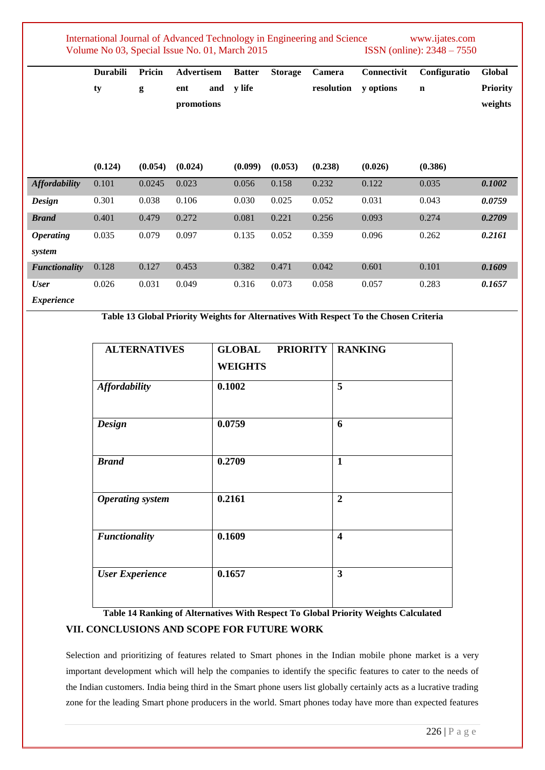| | Durability | Pricing | Advertisement and promotions | Battery life | Storage | Camera resolution | Connectivity options | Configuration | Global Priority weights |
|---|---|---|---|---|---|---|---|---|---|
| | **(0.124)** | **(0.054)** | **(0.024)** | **(0.099)** | **(0.053)** | **(0.238)** | **(0.026)** | **(0.386)** | |
| ***Affordability*** | 0.101 | 0.0245 | 0.023 | 0.056 | 0.158 | 0.232 | 0.122 | 0.035 | ***0.1002*** |
| ***Design*** | 0.301 | 0.038 | 0.106 | 0.030 | 0.025 | 0.052 | 0.031 | 0.043 | ***0.0759*** |
| ***Brand*** | 0.401 | 0.479 | 0.272 | 0.081 | 0.221 | 0.256 | 0.093 | 0.274 | ***0.2709*** |
| ***Operating system*** | 0.035 | 0.079 | 0.097 | 0.135 | 0.052 | 0.359 | 0.096 | 0.262 | ***0.2161*** |
| ***Functionality*** | 0.128 | 0.127 | 0.453 | 0.382 | 0.471 | 0.042 | 0.601 | 0.101 | ***0.1609*** |
| ***User Experience*** | 0.026 | 0.031 | 0.049 | 0.316 | 0.073 | 0.058 | 0.057 | 0.283 | ***0.1657*** |

**Table 13 Global Priority Weights for Alternatives With Respect To the Chosen Criteria**

| ALTERNATIVES | GLOBAL PRIORITY WEIGHTS | RANKING |
|---|---|---|
| ***Affordability*** | **0.1002** | **5** |
| ***Design*** | **0.0759** | **6** |
| ***Brand*** | **0.2709** | **1** |
| ***Operating system*** | **0.2161** | **2** |
| ***Functionality*** | **0.1609** | **4** |
| ***User Experience*** | **0.1657** | **3** |

**Table 14 Ranking of Alternatives With Respect To Global Priority Weights Calculated**

## VII. CONCLUSIONS AND SCOPE FOR FUTURE WORK

Selection and prioritizing of features related to Smart phones in the Indian mobile phone market is a very important development which will help the companies to identify the specific features to cater to the needs of the Indian customers. India being third in the Smart phone users list globally certainly acts as a lucrative trading zone for the leading Smart phone producers in the world. Smart phones today have more than expected features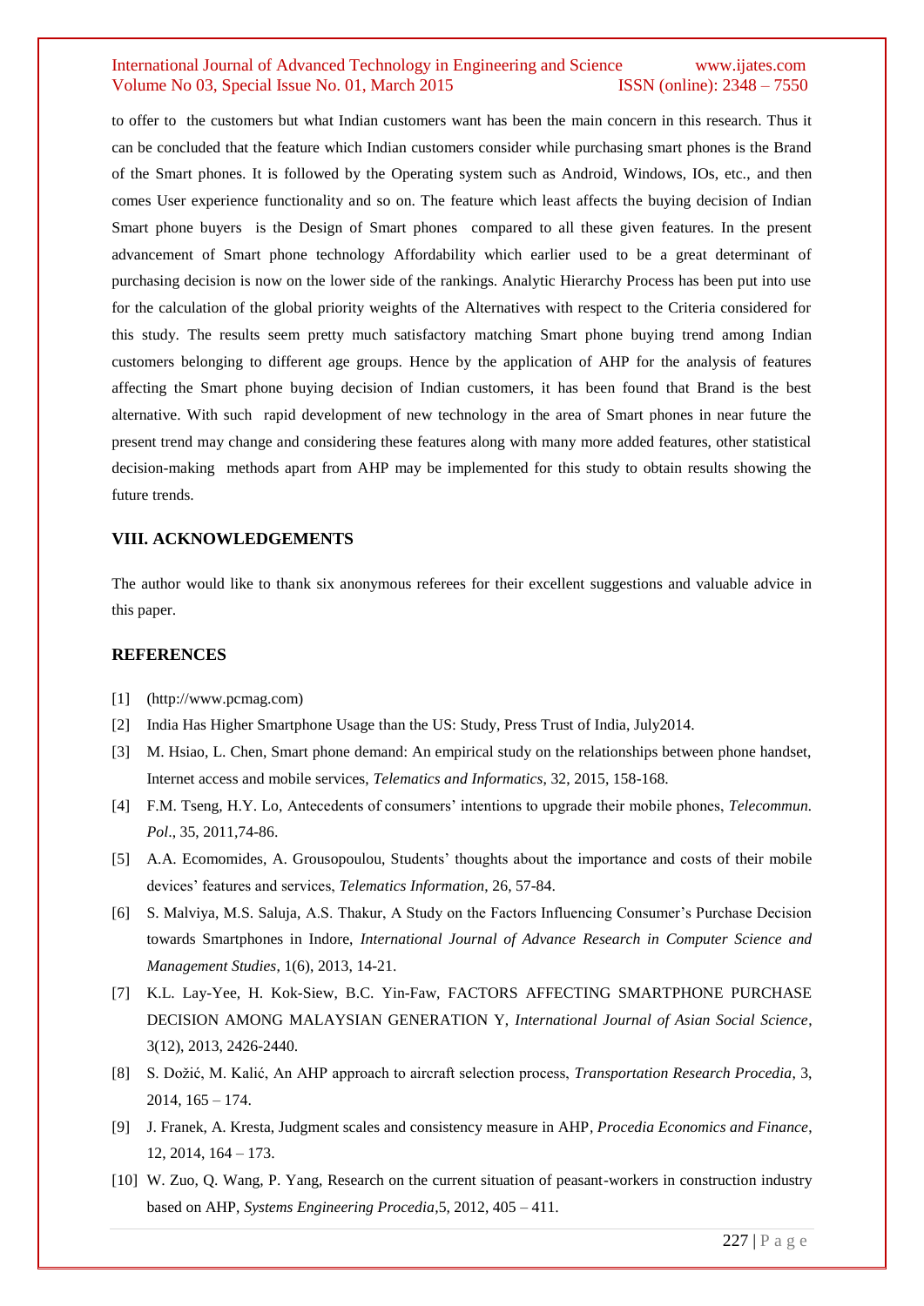to offer to the customers but what Indian customers want has been the main concern in this research. Thus it can be concluded that the feature which Indian customers consider while purchasing smart phones is the Brand of the Smart phones. It is followed by the Operating system such as Android, Windows, IOs, etc., and then comes User experience functionality and so on. The feature which least affects the buying decision of Indian Smart phone buyers is the Design of Smart phones compared to all these given features. In the present advancement of Smart phone technology Affordability which earlier used to be a great determinant of purchasing decision is now on the lower side of the rankings. Analytic Hierarchy Process has been put into use for the calculation of the global priority weights of the Alternatives with respect to the Criteria considered for this study. The results seem pretty much satisfactory matching Smart phone buying trend among Indian customers belonging to different age groups. Hence by the application of AHP for the analysis of features affecting the Smart phone buying decision of Indian customers, it has been found that Brand is the best alternative. With such rapid development of new technology in the area of Smart phones in near future the present trend may change and considering these features along with many more added features, other statistical decision-making methods apart from AHP may be implemented for this study to obtain results showing the future trends.

## VIII. ACKNOWLEDGEMENTS

The author would like to thank six anonymous referees for their excellent suggestions and valuable advice in this paper.

## REFERENCES

[1] (http://www.pcmag.com)

[2] India Has Higher Smartphone Usage than the US: Study, Press Trust of India, July2014.

[3] M. Hsiao, L. Chen, Smart phone demand: An empirical study on the relationships between phone handset, Internet access and mobile services, *Telematics and Informatics*, 32, 2015, 158-168.

[4] F.M. Tseng, H.Y. Lo, Antecedents of consumers' intentions to upgrade their mobile phones, *Telecommun. Pol*., 35, 2011,74-86.

[5] A.A. Ecomomides, A. Grousopoulou, Students' thoughts about the importance and costs of their mobile devices' features and services, *Telematics Information*, 26, 57-84.

[6] S. Malviya, M.S. Saluja, A.S. Thakur, A Study on the Factors Influencing Consumer's Purchase Decision towards Smartphones in Indore, *International Journal of Advance Research in Computer Science and Management Studies*, 1(6), 2013, 14-21.

[7] K.L. Lay-Yee, H. Kok-Siew, B.C. Yin-Faw, FACTORS AFFECTING SMARTPHONE PURCHASE DECISION AMONG MALAYSIAN GENERATION Y, *International Journal of Asian Social Science*, 3(12), 2013, 2426-2440.

[8] S. Dožić, M. Kalić, An AHP approach to aircraft selection process, *Transportation Research Procedia*, 3, 2014, 165 – 174.

[9] J. Franek, A. Kresta, Judgment scales and consistency measure in AHP, *Procedia Economics and Finance*, 12, 2014, 164 – 173.

[10] W. Zuo, Q. Wang, P. Yang, Research on the current situation of peasant-workers in construction industry based on AHP, *Systems Engineering Procedia*,5, 2012, 405 – 411.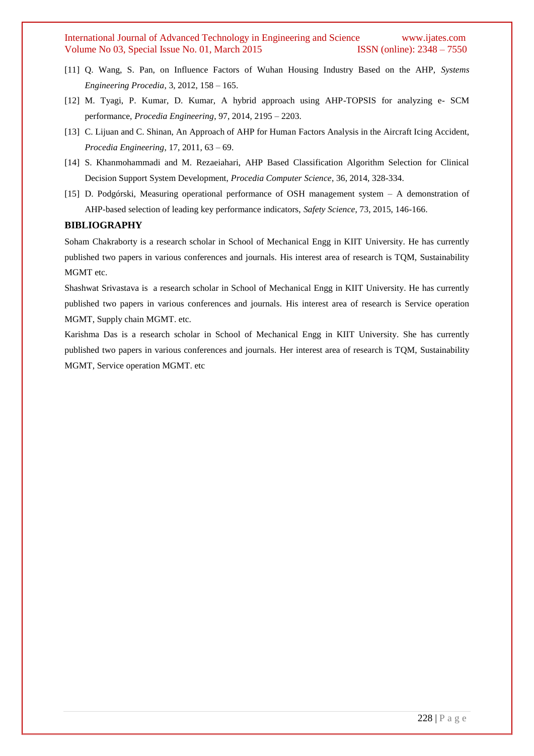[11] Q. Wang, S. Pan, on Influence Factors of Wuhan Housing Industry Based on the AHP, *Systems Engineering Procedia*, 3, 2012, 158 – 165.

[12] M. Tyagi, P. Kumar, D. Kumar, A hybrid approach using AHP-TOPSIS for analyzing e- SCM performance, *Procedia Engineering*, 97, 2014, 2195 – 2203.

[13] C. Lijuan and C. Shinan, An Approach of AHP for Human Factors Analysis in the Aircraft Icing Accident, *Procedia Engineering*, 17, 2011, 63 – 69.

[14] S. Khanmohammadi and M. Rezaeiahari, AHP Based Classification Algorithm Selection for Clinical Decision Support System Development, *Procedia Computer Science*, 36, 2014, 328-334.

[15] D. Podgórski, Measuring operational performance of OSH management system – A demonstration of AHP-based selection of leading key performance indicators, *Safety Science*, 73, 2015, 146-166.

## BIBLIOGRAPHY

Soham Chakraborty is a research scholar in School of Mechanical Engg in KIIT University. He has currently published two papers in various conferences and journals. His interest area of research is TQM, Sustainability MGMT etc.

Shashwat Srivastava is a research scholar in School of Mechanical Engg in KIIT University. He has currently published two papers in various conferences and journals. His interest area of research is Service operation MGMT, Supply chain MGMT. etc.

Karishma Das is a research scholar in School of Mechanical Engg in KIIT University. She has currently published two papers in various conferences and journals. Her interest area of research is TQM, Sustainability MGMT, Service operation MGMT. etc